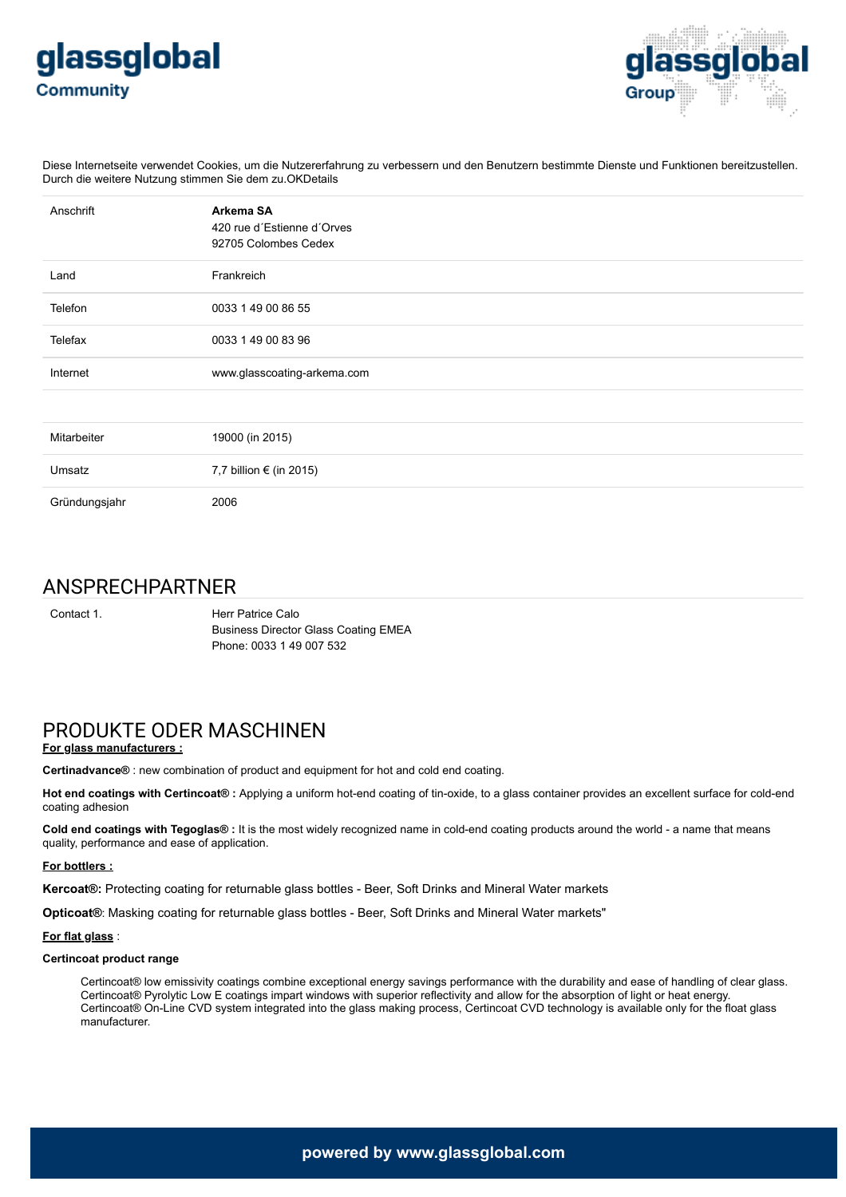glassglobal
Community

glassglobal
Group

Diese Internetseite verwendet Cookies, um die Nutzererfahrung zu verbessern und den Benutzern bestimmte Dienste und Funktionen bereitzustellen. Durch die weitere Nutzung stimmen Sie dem zu.OKDetails

| | |
|---|---|
| Anschrift | **Arkema SA**<br>420 rue d´Estienne d´Orves<br>92705 Colombes Cedex |
| Land | Frankreich |
| Telefon | 0033 1 49 00 86 55 |
| Telefax | 0033 1 49 00 83 96 |
| Internet | www.glasscoating-arkema.com |

| | |
|---|---|
| Mitarbeiter | 19000 (in 2015) |
| Umsatz | 7,7 billion € (in 2015) |
| Gründungsjahr | 2006 |

## ANSPRECHPARTNER

| | |
|---|---|
| Contact 1. | Herr Patrice Calo<br>Business Director Glass Coating EMEA<br>Phone: 0033 1 49 007 532 |

## PRODUKTE ODER MASCHINEN

**For glass manufacturers :**

**Certinadvance®** : new combination of product and equipment for hot and cold end coating.

**Hot end coatings with Certincoat® :** Applying a uniform hot-end coating of tin-oxide, to a glass container provides an excellent surface for cold-end coating adhesion

**Cold end coatings with Tegoglas® :** It is the most widely recognized name in cold-end coating products around the world - a name that means quality, performance and ease of application.

**For bottlers :**

**Kercoat®:** Protecting coating for returnable glass bottles - Beer, Soft Drinks and Mineral Water markets

**Opticoat®**: Masking coating for returnable glass bottles - Beer, Soft Drinks and Mineral Water markets"

**For flat glass** :

**Certincoat product range**

Certincoat® low emissivity coatings combine exceptional energy savings performance with the durability and ease of handling of clear glass.
Certincoat® Pyrolytic Low E coatings impart windows with superior reflectivity and allow for the absorption of light or heat energy.
Certincoat® On-Line CVD system integrated into the glass making process, Certincoat CVD technology is available only for the float glass manufacturer.

powered by www.glassglobal.com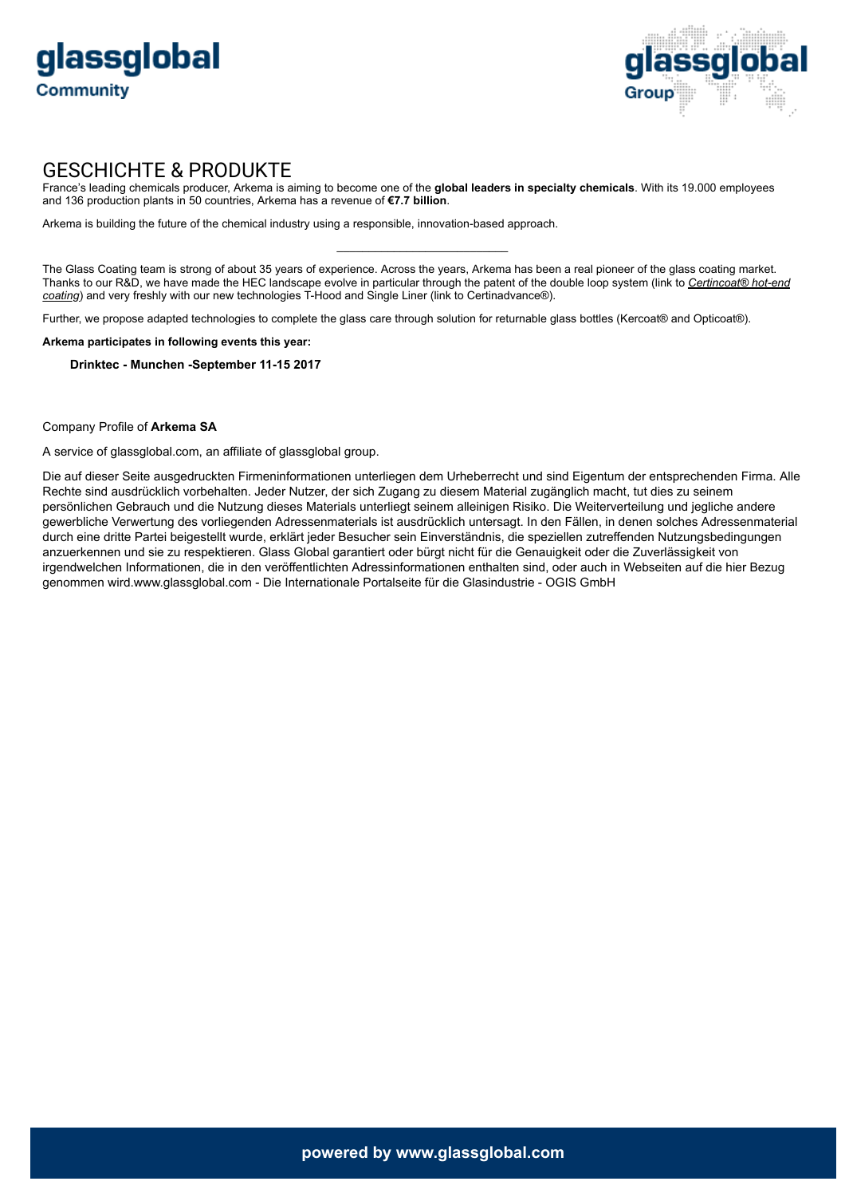# GESCHICHTE & PRODUKTE

France's leading chemicals producer, Arkema is aiming to become one of the **global leaders in specialty chemicals**. With its 19.000 employees and 136 production plants in 50 countries, Arkema has a revenue of **€7.7 billion**.

Arkema is building the future of the chemical industry using a responsible, innovation-based approach.

---

The Glass Coating team is strong of about 35 years of experience. Across the years, Arkema has been a real pioneer of the glass coating market. Thanks to our R&D, we have made the HEC landscape evolve in particular through the patent of the double loop system (link to *Certincoat® hot-end coating*) and very freshly with our new technologies T-Hood and Single Liner (link to Certinadvance®).

Further, we propose adapted technologies to complete the glass care through solution for returnable glass bottles (Kercoat® and Opticoat®).

**Arkema participates in following events this year:**

**Drinktec - Munchen -September 11-15 2017**

Company Profile of **Arkema SA**

A service of glassglobal.com, an affiliate of glassglobal group.

Die auf dieser Seite ausgedruckten Firmeninformationen unterliegen dem Urheberrecht und sind Eigentum der entsprechenden Firma. Alle Rechte sind ausdrücklich vorbehalten. Jeder Nutzer, der sich Zugang zu diesem Material zugänglich macht, tut dies zu seinem persönlichen Gebrauch und die Nutzung dieses Materials unterliegt seinem alleinigen Risiko. Die Weiterverteilung und jegliche andere gewerbliche Verwertung des vorliegenden Adressenmaterials ist ausdrücklich untersagt. In den Fällen, in denen solches Adressenmaterial durch eine dritte Partei beigestellt wurde, erklärt jeder Besucher sein Einverständnis, die speziellen zutreffenden Nutzungsbedingungen anzuerkennen und sie zu respektieren. Glass Global garantiert oder bürgt nicht für die Genauigkeit oder die Zuverlässigkeit von irgendwelchen Informationen, die in den veröffentlichten Adressinformationen enthalten sind, oder auch in Webseiten auf die hier Bezug genommen wird.www.glassglobal.com - Die Internationale Portalseite für die Glasindustrie - OGIS GmbH